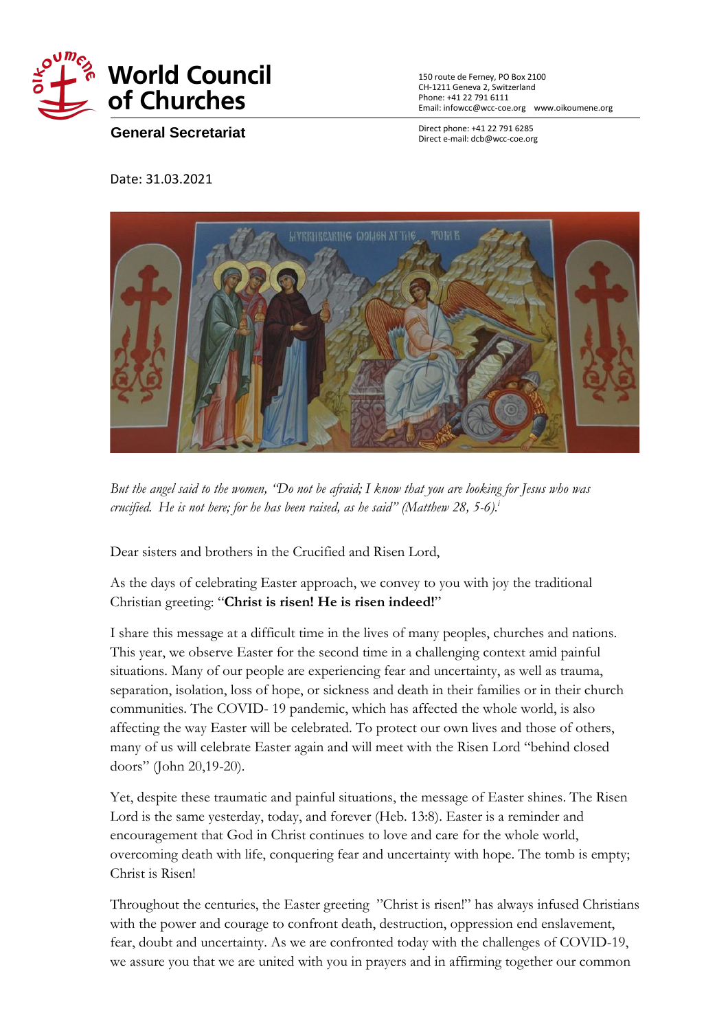# World Council of Churches

**General Secretariat**

150 route de Ferney, PO Box 2100
CH-1211 Geneva 2, Switzerland
Phone: +41 22 791 6111
Email: infowcc@wcc-coe.org www.oikoumene.org

Direct phone: +41 22 791 6285
Direct e-mail: dcb@wcc-coe.org

Date: 31.03.2021

*But the angel said to the women, "Do not be afraid; I know that you are looking for Jesus who was crucified. He is not here; for he has been raised, as he said" (Matthew 28, 5-6).*[i]

Dear sisters and brothers in the Crucified and Risen Lord,

As the days of celebrating Easter approach, we convey to you with joy the traditional Christian greeting: "**Christ is risen! He is risen indeed!**"

I share this message at a difficult time in the lives of many peoples, churches and nations. This year, we observe Easter for the second time in a challenging context amid painful situations. Many of our people are experiencing fear and uncertainty, as well as trauma, separation, isolation, loss of hope, or sickness and death in their families or in their church communities. The COVID- 19 pandemic, which has affected the whole world, is also affecting the way Easter will be celebrated. To protect our own lives and those of others, many of us will celebrate Easter again and will meet with the Risen Lord "behind closed doors" (John 20,19-20).

Yet, despite these traumatic and painful situations, the message of Easter shines. The Risen Lord is the same yesterday, today, and forever (Heb. 13:8). Easter is a reminder and encouragement that God in Christ continues to love and care for the whole world, overcoming death with life, conquering fear and uncertainty with hope. The tomb is empty; Christ is Risen!

Throughout the centuries, the Easter greeting "Christ is risen!" has always infused Christians with the power and courage to confront death, destruction, oppression end enslavement, fear, doubt and uncertainty. As we are confronted today with the challenges of COVID-19, we assure you that we are united with you in prayers and in affirming together our common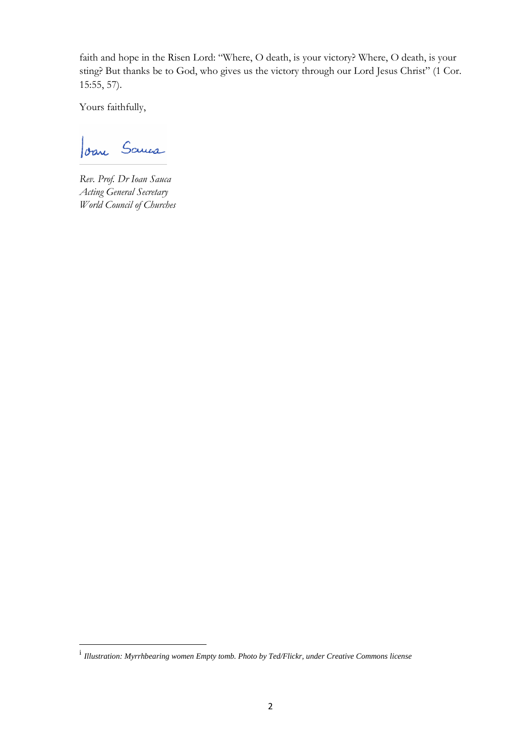faith and hope in the Risen Lord: "Where, O death, is your victory? Where, O death, is your sting? But thanks be to God, who gives us the victory through our Lord Jesus Christ" (1 Cor. 15:55, 57).

Yours faithfully,

*Rev. Prof. Dr Ioan Sauca*
*Acting General Secretary*
*World Council of Churches*

---

[i] *Illustration: Myrrhbearing women Empty tomb. Photo by Ted/Flickr, under Creative Commons license*